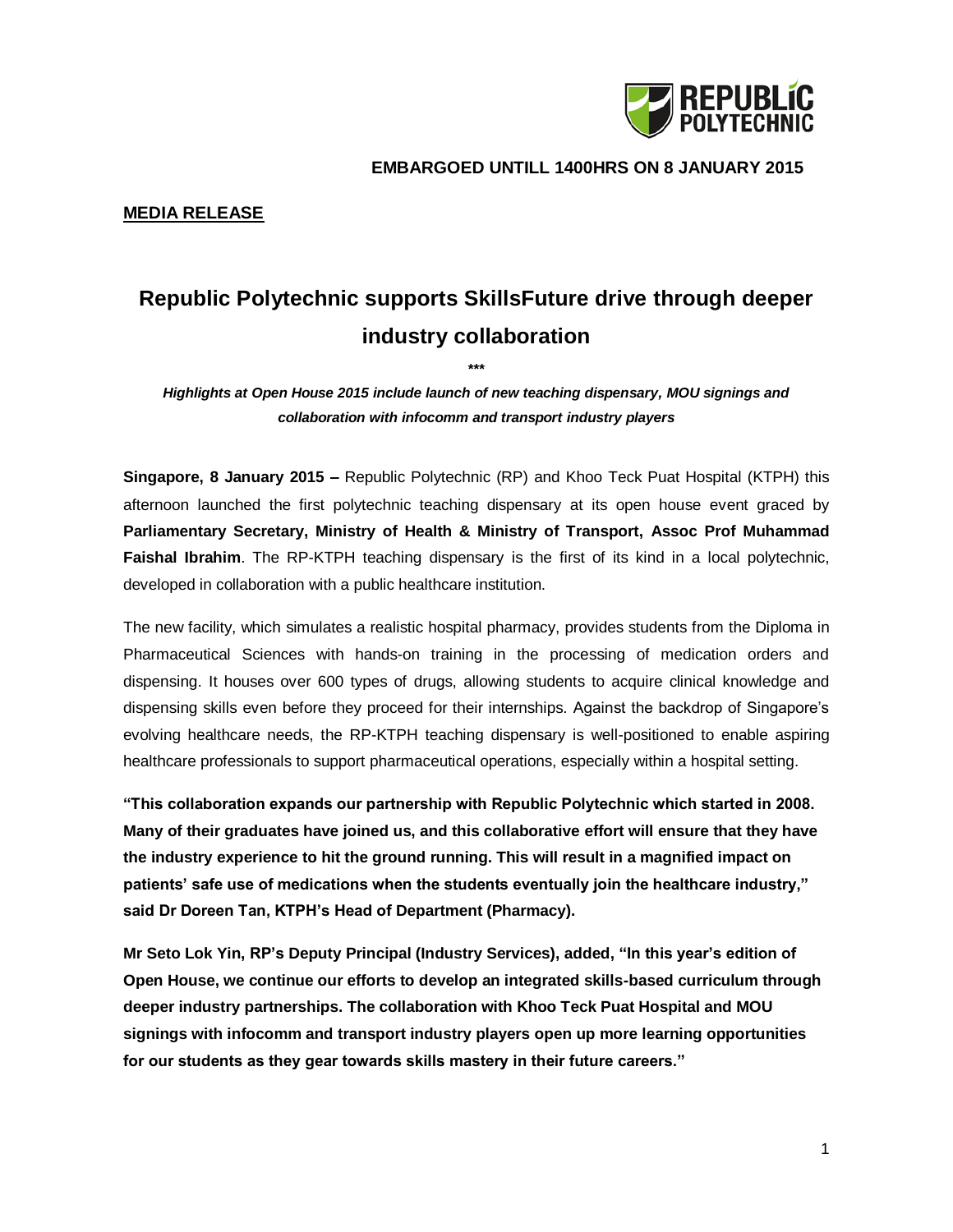**EMBARGOED UNTILL 1400HRS ON 8 JANUARY 2015**

**MEDIA RELEASE**

# Republic Polytechnic supports SkillsFuture drive through deeper industry collaboration

***

***Highlights at Open House 2015 include launch of new teaching dispensary, MOU signings and collaboration with infocomm and transport industry players***

**Singapore, 8 January 2015 –** Republic Polytechnic (RP) and Khoo Teck Puat Hospital (KTPH) this afternoon launched the first polytechnic teaching dispensary at its open house event graced by **Parliamentary Secretary, Ministry of Health & Ministry of Transport, Assoc Prof Muhammad Faishal Ibrahim**. The RP-KTPH teaching dispensary is the first of its kind in a local polytechnic, developed in collaboration with a public healthcare institution.

The new facility, which simulates a realistic hospital pharmacy, provides students from the Diploma in Pharmaceutical Sciences with hands-on training in the processing of medication orders and dispensing. It houses over 600 types of drugs, allowing students to acquire clinical knowledge and dispensing skills even before they proceed for their internships. Against the backdrop of Singapore's evolving healthcare needs, the RP-KTPH teaching dispensary is well-positioned to enable aspiring healthcare professionals to support pharmaceutical operations, especially within a hospital setting.

**"This collaboration expands our partnership with Republic Polytechnic which started in 2008. Many of their graduates have joined us, and this collaborative effort will ensure that they have the industry experience to hit the ground running. This will result in a magnified impact on patients' safe use of medications when the students eventually join the healthcare industry," said Dr Doreen Tan, KTPH's Head of Department (Pharmacy).**

**Mr Seto Lok Yin, RP's Deputy Principal (Industry Services), added, "In this year's edition of Open House, we continue our efforts to develop an integrated skills-based curriculum through deeper industry partnerships. The collaboration with Khoo Teck Puat Hospital and MOU signings with infocomm and transport industry players open up more learning opportunities for our students as they gear towards skills mastery in their future careers."**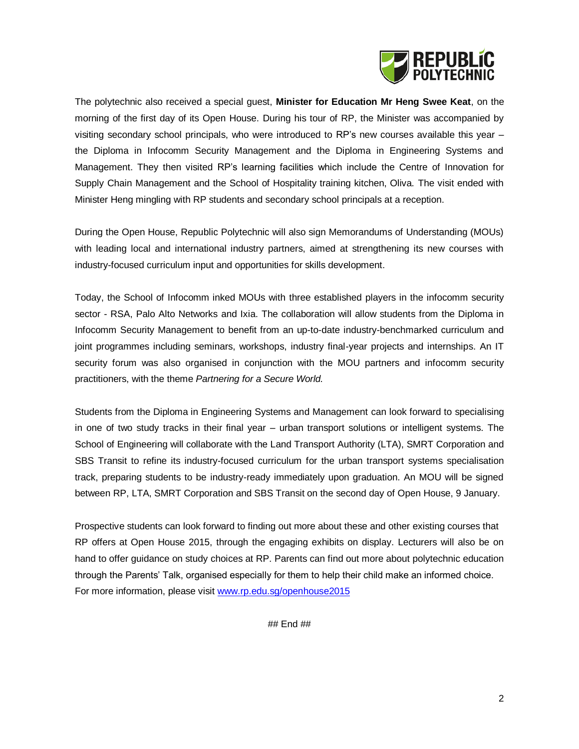The polytechnic also received a special guest, **Minister for Education Mr Heng Swee Keat**, on the morning of the first day of its Open House. During his tour of RP, the Minister was accompanied by visiting secondary school principals, who were introduced to RP's new courses available this year – the Diploma in Infocomm Security Management and the Diploma in Engineering Systems and Management. They then visited RP's learning facilities which include the Centre of Innovation for Supply Chain Management and the School of Hospitality training kitchen, Oliva. The visit ended with Minister Heng mingling with RP students and secondary school principals at a reception.

During the Open House, Republic Polytechnic will also sign Memorandums of Understanding (MOUs) with leading local and international industry partners, aimed at strengthening its new courses with industry-focused curriculum input and opportunities for skills development.

Today, the School of Infocomm inked MOUs with three established players in the infocomm security sector - RSA, Palo Alto Networks and Ixia. The collaboration will allow students from the Diploma in Infocomm Security Management to benefit from an up-to-date industry-benchmarked curriculum and joint programmes including seminars, workshops, industry final-year projects and internships. An IT security forum was also organised in conjunction with the MOU partners and infocomm security practitioners, with the theme *Partnering for a Secure World.*

Students from the Diploma in Engineering Systems and Management can look forward to specialising in one of two study tracks in their final year – urban transport solutions or intelligent systems. The School of Engineering will collaborate with the Land Transport Authority (LTA), SMRT Corporation and SBS Transit to refine its industry-focused curriculum for the urban transport systems specialisation track, preparing students to be industry-ready immediately upon graduation. An MOU will be signed between RP, LTA, SMRT Corporation and SBS Transit on the second day of Open House, 9 January.

Prospective students can look forward to finding out more about these and other existing courses that RP offers at Open House 2015, through the engaging exhibits on display. Lecturers will also be on hand to offer guidance on study choices at RP. Parents can find out more about polytechnic education through the Parents' Talk, organised especially for them to help their child make an informed choice. For more information, please visit [www.rp.edu.sg/openhouse2015](www.rp.edu.sg/openhouse2015)

## End ##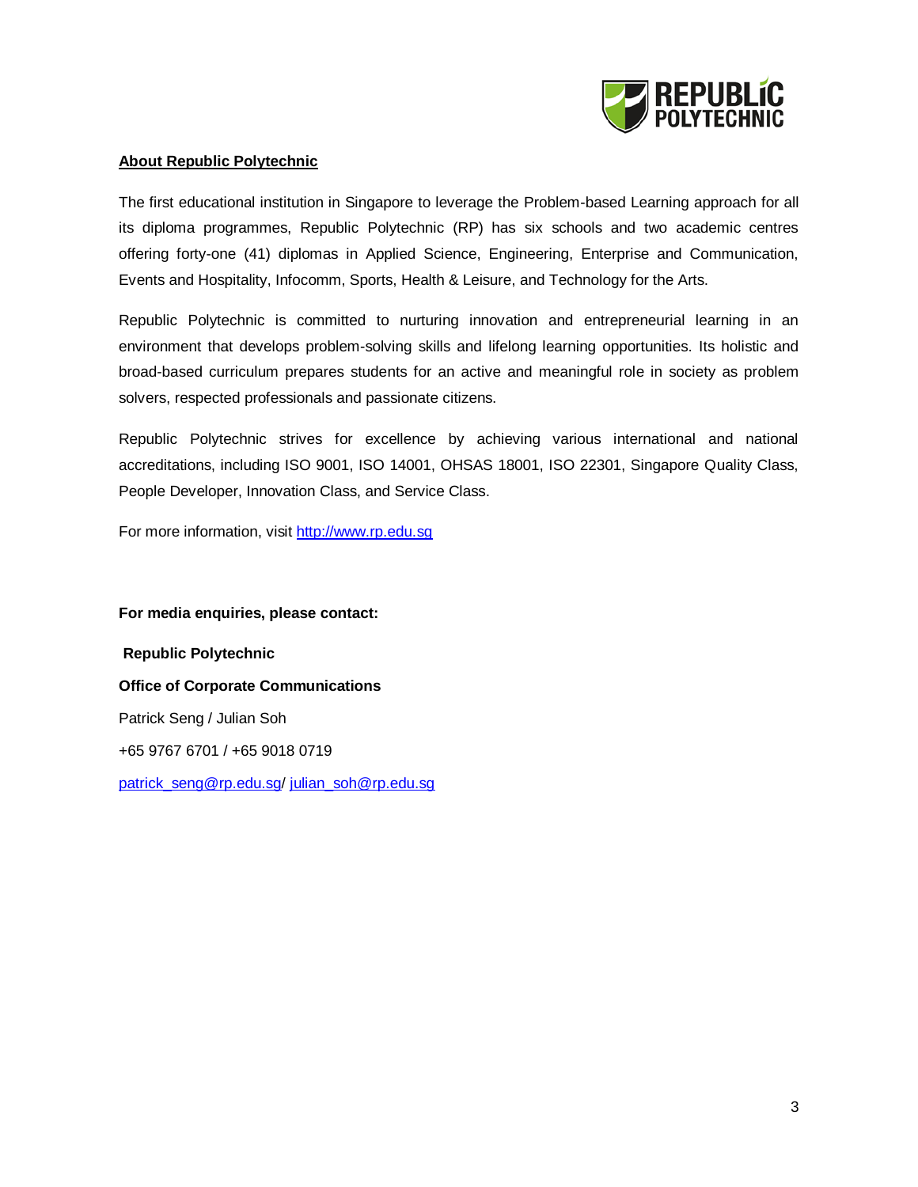**About Republic Polytechnic**

The first educational institution in Singapore to leverage the Problem-based Learning approach for all its diploma programmes, Republic Polytechnic (RP) has six schools and two academic centres offering forty-one (41) diplomas in Applied Science, Engineering, Enterprise and Communication, Events and Hospitality, Infocomm, Sports, Health & Leisure, and Technology for the Arts.

Republic Polytechnic is committed to nurturing innovation and entrepreneurial learning in an environment that develops problem-solving skills and lifelong learning opportunities. Its holistic and broad-based curriculum prepares students for an active and meaningful role in society as problem solvers, respected professionals and passionate citizens.

Republic Polytechnic strives for excellence by achieving various international and national accreditations, including ISO 9001, ISO 14001, OHSAS 18001, ISO 22301, Singapore Quality Class, People Developer, Innovation Class, and Service Class.

For more information, visit http://www.rp.edu.sg

**For media enquiries, please contact:**

**Republic Polytechnic**

**Office of Corporate Communications**

Patrick Seng / Julian Soh

+65 9767 6701 / +65 9018 0719

patrick_seng@rp.edu.sg/ julian_soh@rp.edu.sg